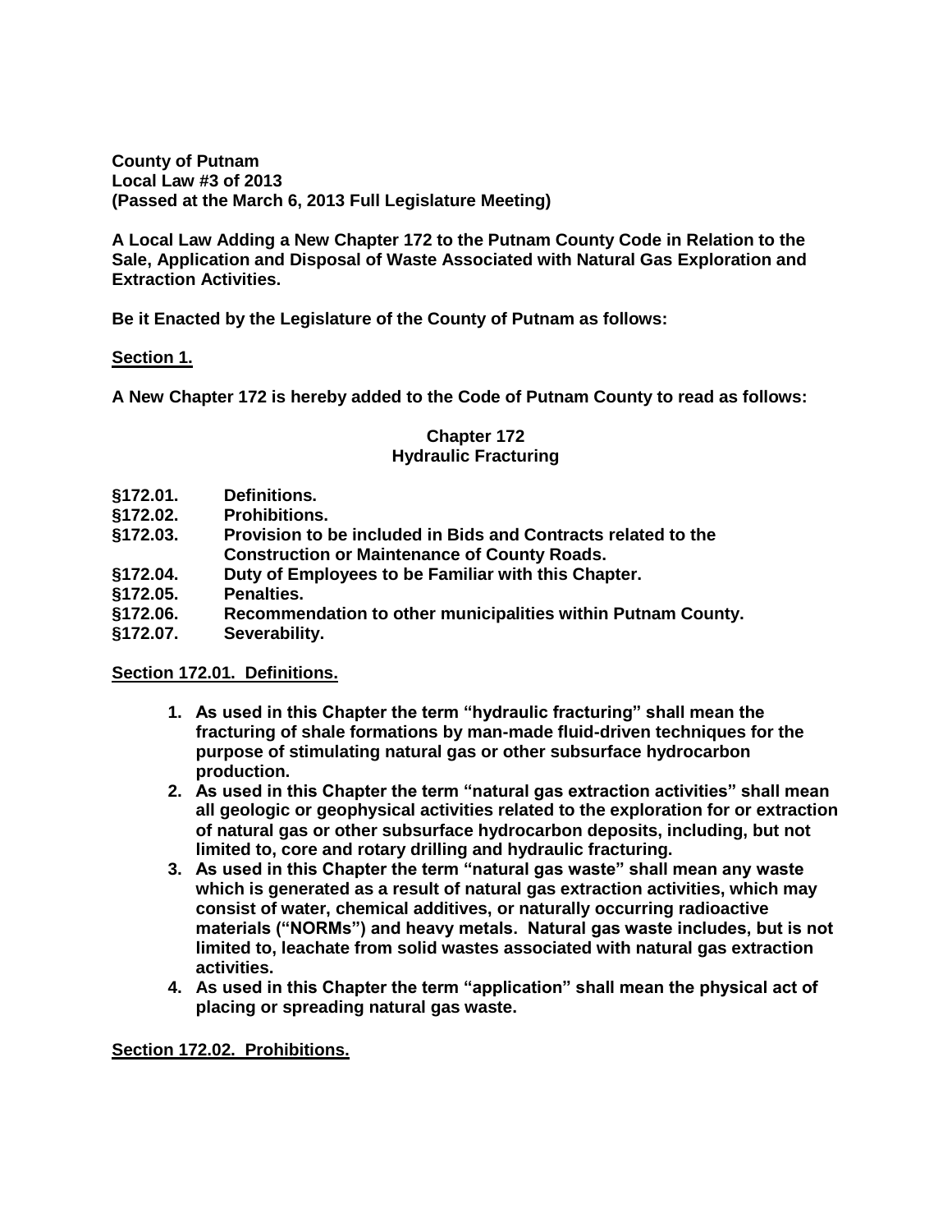**County of Putnam**
**Local Law #3 of 2013**
**(Passed at the March 6, 2013 Full Legislature Meeting)**

**A Local Law Adding a New Chapter 172 to the Putnam County Code in Relation to the Sale, Application and Disposal of Waste Associated with Natural Gas Exploration and Extraction Activities.**

**Be it Enacted by the Legislature of the County of Putnam as follows:**

**Section 1.**

**A New Chapter 172 is hereby added to the Code of Putnam County to read as follows:**

## Chapter 172
## Hydraulic Fracturing

**§172.01. Definitions.**
**§172.02. Prohibitions.**
**§172.03. Provision to be included in Bids and Contracts related to the Construction or Maintenance of County Roads.**
**§172.04. Duty of Employees to be Familiar with this Chapter.**
**§172.05. Penalties.**
**§172.06. Recommendation to other municipalities within Putnam County.**
**§172.07. Severability.**

**Section 172.01. Definitions.**

1. **As used in this Chapter the term "hydraulic fracturing" shall mean the fracturing of shale formations by man-made fluid-driven techniques for the purpose of stimulating natural gas or other subsurface hydrocarbon production.**
2. **As used in this Chapter the term "natural gas extraction activities" shall mean all geologic or geophysical activities related to the exploration for or extraction of natural gas or other subsurface hydrocarbon deposits, including, but not limited to, core and rotary drilling and hydraulic fracturing.**
3. **As used in this Chapter the term "natural gas waste" shall mean any waste which is generated as a result of natural gas extraction activities, which may consist of water, chemical additives, or naturally occurring radioactive materials ("NORMs") and heavy metals. Natural gas waste includes, but is not limited to, leachate from solid wastes associated with natural gas extraction activities.**
4. **As used in this Chapter the term "application" shall mean the physical act of placing or spreading natural gas waste.**

**Section 172.02. Prohibitions.**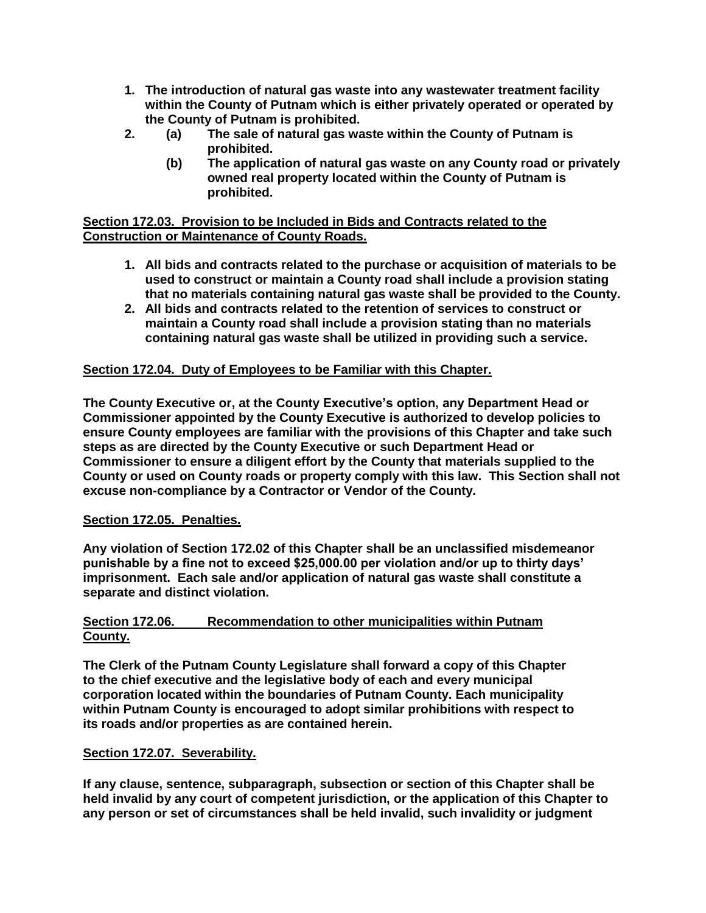1. **The introduction of natural gas waste into any wastewater treatment facility within the County of Putnam which is either privately operated or operated by the County of Putnam is prohibited.**
2. **(a) The sale of natural gas waste within the County of Putnam is prohibited.**

   **(b) The application of natural gas waste on any County road or privately owned real property located within the County of Putnam is prohibited.**

**<u>Section 172.03. Provision to be Included in Bids and Contracts related to the Construction or Maintenance of County Roads.</u>**

1. **All bids and contracts related to the purchase or acquisition of materials to be used to construct or maintain a County road shall include a provision stating that no materials containing natural gas waste shall be provided to the County.**
2. **All bids and contracts related to the retention of services to construct or maintain a County road shall include a provision stating than no materials containing natural gas waste shall be utilized in providing such a service.**

**<u>Section 172.04. Duty of Employees to be Familiar with this Chapter.</u>**

**The County Executive or, at the County Executive's option, any Department Head or Commissioner appointed by the County Executive is authorized to develop policies to ensure County employees are familiar with the provisions of this Chapter and take such steps as are directed by the County Executive or such Department Head or Commissioner to ensure a diligent effort by the County that materials supplied to the County or used on County roads or property comply with this law. This Section shall not excuse non-compliance by a Contractor or Vendor of the County.**

**<u>Section 172.05. Penalties.</u>**

**Any violation of Section 172.02 of this Chapter shall be an unclassified misdemeanor punishable by a fine not to exceed $25,000.00 per violation and/or up to thirty days' imprisonment. Each sale and/or application of natural gas waste shall constitute a separate and distinct violation.**

**<u>Section 172.06. Recommendation to other municipalities within Putnam County.</u>**

**The Clerk of the Putnam County Legislature shall forward a copy of this Chapter to the chief executive and the legislative body of each and every municipal corporation located within the boundaries of Putnam County. Each municipality within Putnam County is encouraged to adopt similar prohibitions with respect to its roads and/or properties as are contained herein.**

**<u>Section 172.07. Severability.</u>**

**If any clause, sentence, subparagraph, subsection or section of this Chapter shall be held invalid by any court of competent jurisdiction, or the application of this Chapter to any person or set of circumstances shall be held invalid, such invalidity or judgment**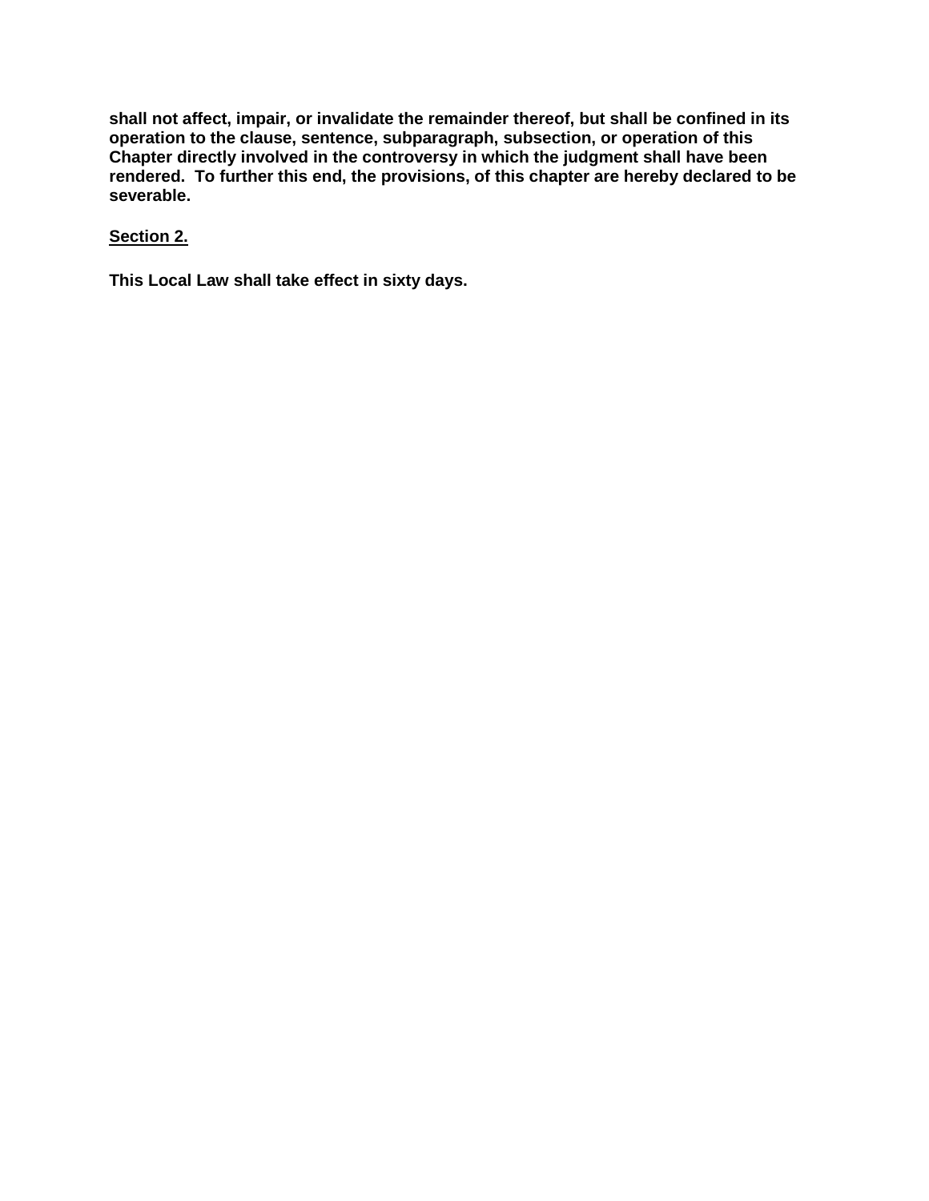**shall not affect, impair, or invalidate the remainder thereof, but shall be confined in its operation to the clause, sentence, subparagraph, subsection, or operation of this Chapter directly involved in the controversy in which the judgment shall have been rendered. To further this end, the provisions, of this chapter are hereby declared to be severable.**

**Section 2.**

**This Local Law shall take effect in sixty days.**